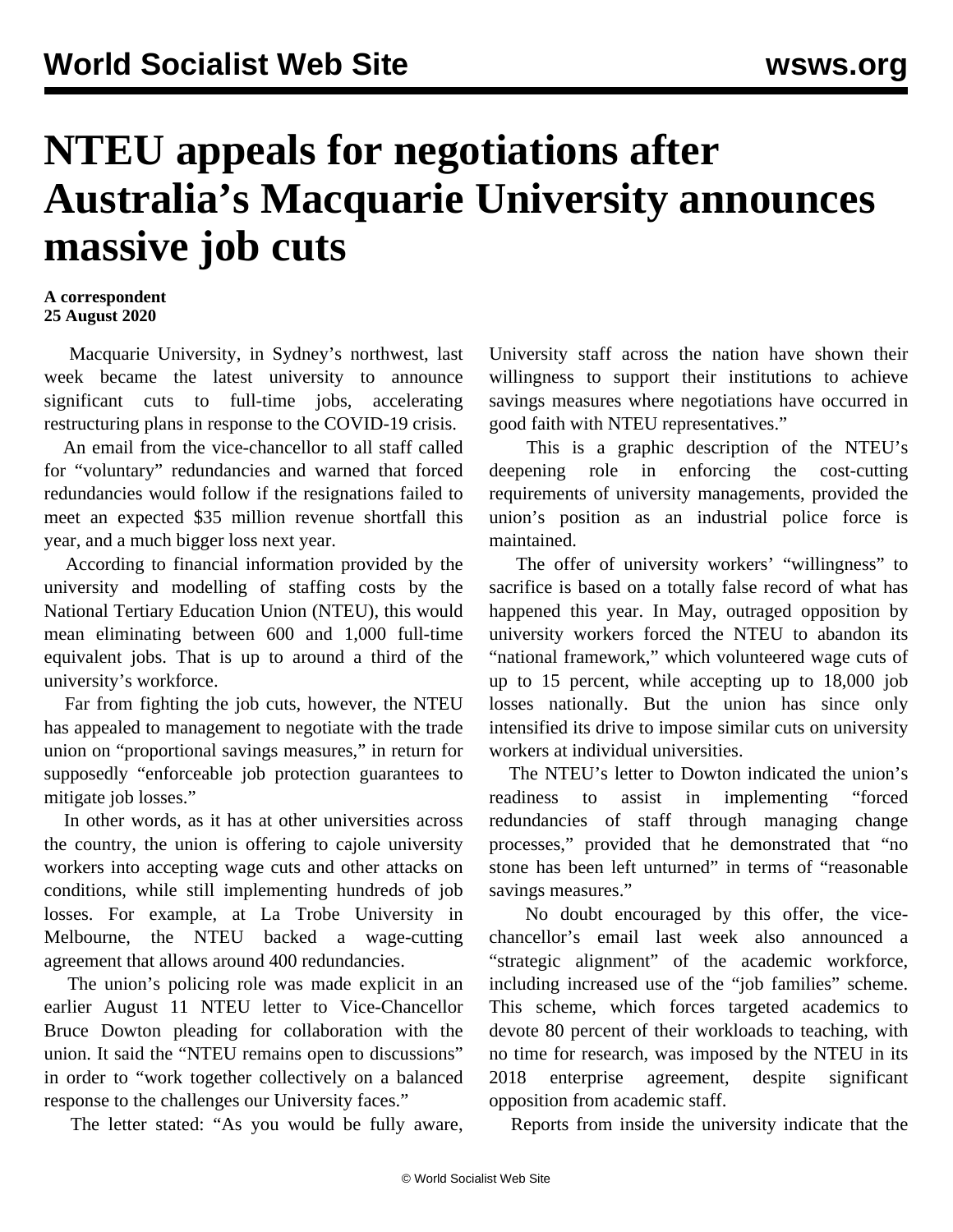# NTEU appeals for negotiations after Australia's Macquarie University announces massive job cuts

**A correspondent**
**25 August 2020**

Macquarie University, in Sydney's northwest, last week became the latest university to announce significant cuts to full-time jobs, accelerating restructuring plans in response to the COVID-19 crisis.

An email from the vice-chancellor to all staff called for "voluntary" redundancies and warned that forced redundancies would follow if the resignations failed to meet an expected $35 million revenue shortfall this year, and a much bigger loss next year.

According to financial information provided by the university and modelling of staffing costs by the National Tertiary Education Union (NTEU), this would mean eliminating between 600 and 1,000 full-time equivalent jobs. That is up to around a third of the university's workforce.

Far from fighting the job cuts, however, the NTEU has appealed to management to negotiate with the trade union on "proportional savings measures," in return for supposedly "enforceable job protection guarantees to mitigate job losses."

In other words, as it has at other universities across the country, the union is offering to cajole university workers into accepting wage cuts and other attacks on conditions, while still implementing hundreds of job losses. For example, at La Trobe University in Melbourne, the NTEU backed a wage-cutting agreement that allows around 400 redundancies.

The union's policing role was made explicit in an earlier August 11 NTEU letter to Vice-Chancellor Bruce Dowton pleading for collaboration with the union. It said the "NTEU remains open to discussions" in order to "work together collectively on a balanced response to the challenges our University faces."

The letter stated: "As you would be fully aware, University staff across the nation have shown their willingness to support their institutions to achieve savings measures where negotiations have occurred in good faith with NTEU representatives."

This is a graphic description of the NTEU's deepening role in enforcing the cost-cutting requirements of university managements, provided the union's position as an industrial police force is maintained.

The offer of university workers' "willingness" to sacrifice is based on a totally false record of what has happened this year. In May, outraged opposition by university workers forced the NTEU to abandon its "national framework," which volunteered wage cuts of up to 15 percent, while accepting up to 18,000 job losses nationally. But the union has since only intensified its drive to impose similar cuts on university workers at individual universities.

The NTEU's letter to Dowton indicated the union's readiness to assist in implementing "forced redundancies of staff through managing change processes," provided that he demonstrated that "no stone has been left unturned" in terms of "reasonable savings measures."

No doubt encouraged by this offer, the vice-chancellor's email last week also announced a "strategic alignment" of the academic workforce, including increased use of the "job families" scheme. This scheme, which forces targeted academics to devote 80 percent of their workloads to teaching, with no time for research, was imposed by the NTEU in its 2018 enterprise agreement, despite significant opposition from academic staff.

Reports from inside the university indicate that the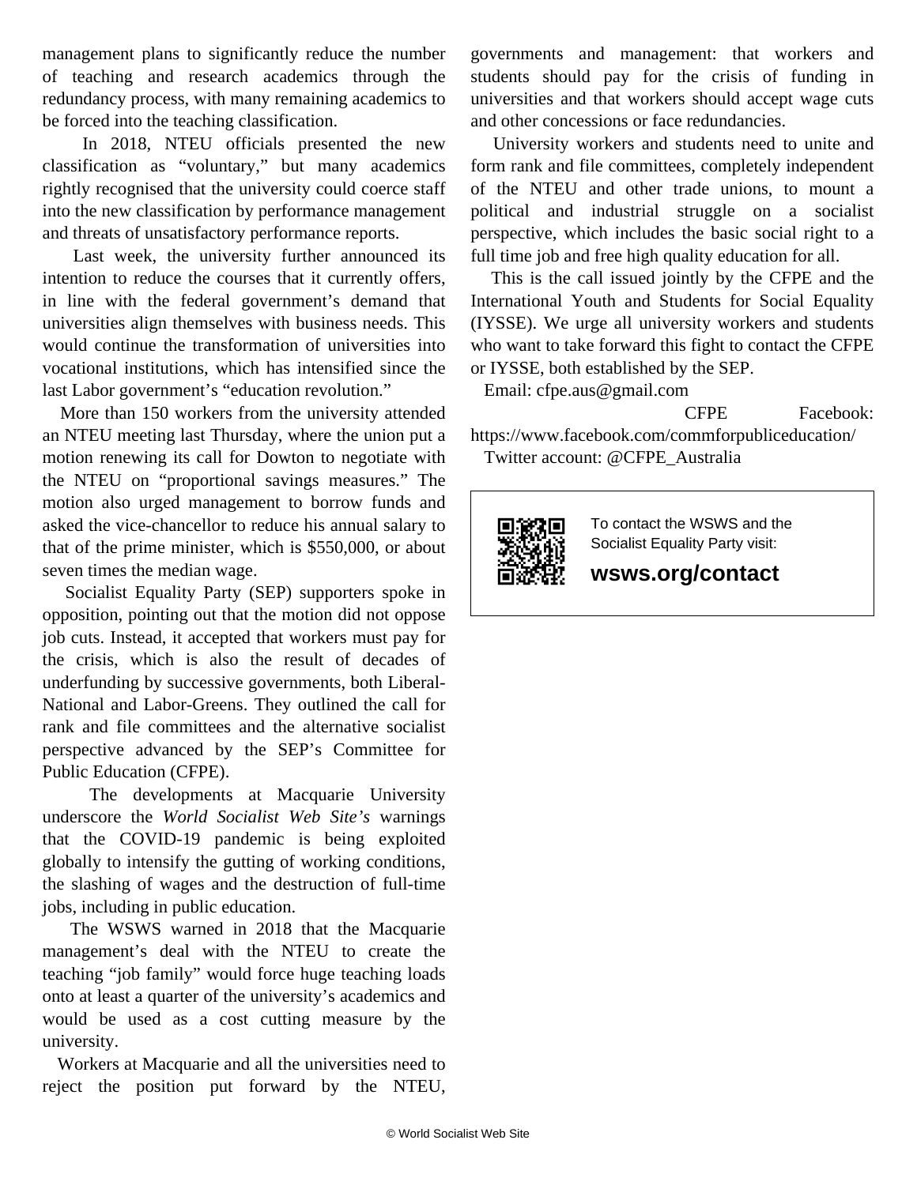management plans to significantly reduce the number of teaching and research academics through the redundancy process, with many remaining academics to be forced into the teaching classification.

In 2018, NTEU officials presented the new classification as "voluntary," but many academics rightly recognised that the university could coerce staff into the new classification by performance management and threats of unsatisfactory performance reports.

Last week, the university further announced its intention to reduce the courses that it currently offers, in line with the federal government's demand that universities align themselves with business needs. This would continue the transformation of universities into vocational institutions, which has intensified since the last Labor government's "education revolution."

More than 150 workers from the university attended an NTEU meeting last Thursday, where the union put a motion renewing its call for Dowton to negotiate with the NTEU on "proportional savings measures." The motion also urged management to borrow funds and asked the vice-chancellor to reduce his annual salary to that of the prime minister, which is $550,000, or about seven times the median wage.

Socialist Equality Party (SEP) supporters spoke in opposition, pointing out that the motion did not oppose job cuts. Instead, it accepted that workers must pay for the crisis, which is also the result of decades of underfunding by successive governments, both Liberal-National and Labor-Greens. They outlined the call for rank and file committees and the alternative socialist perspective advanced by the SEP's Committee for Public Education (CFPE).

The developments at Macquarie University underscore the *World Socialist Web Site's* warnings that the COVID-19 pandemic is being exploited globally to intensify the gutting of working conditions, the slashing of wages and the destruction of full-time jobs, including in public education.

The WSWS warned in 2018 that the Macquarie management's deal with the NTEU to create the teaching "job family" would force huge teaching loads onto at least a quarter of the university's academics and would be used as a cost cutting measure by the university.

Workers at Macquarie and all the universities need to reject the position put forward by the NTEU, governments and management: that workers and students should pay for the crisis of funding in universities and that workers should accept wage cuts and other concessions or face redundancies.

University workers and students need to unite and form rank and file committees, completely independent of the NTEU and other trade unions, to mount a political and industrial struggle on a socialist perspective, which includes the basic social right to a full time job and free high quality education for all.

This is the call issued jointly by the CFPE and the International Youth and Students for Social Equality (IYSSE). We urge all university workers and students who want to take forward this fight to contact the CFPE or IYSSE, both established by the SEP.

Email: cfpe.aus@gmail.com

CFPE Facebook: https://www.facebook.com/commforpubliceducation/

Twitter account: @CFPE_Australia

To contact the WSWS and the Socialist Equality Party visit:

**wsws.org/contact**